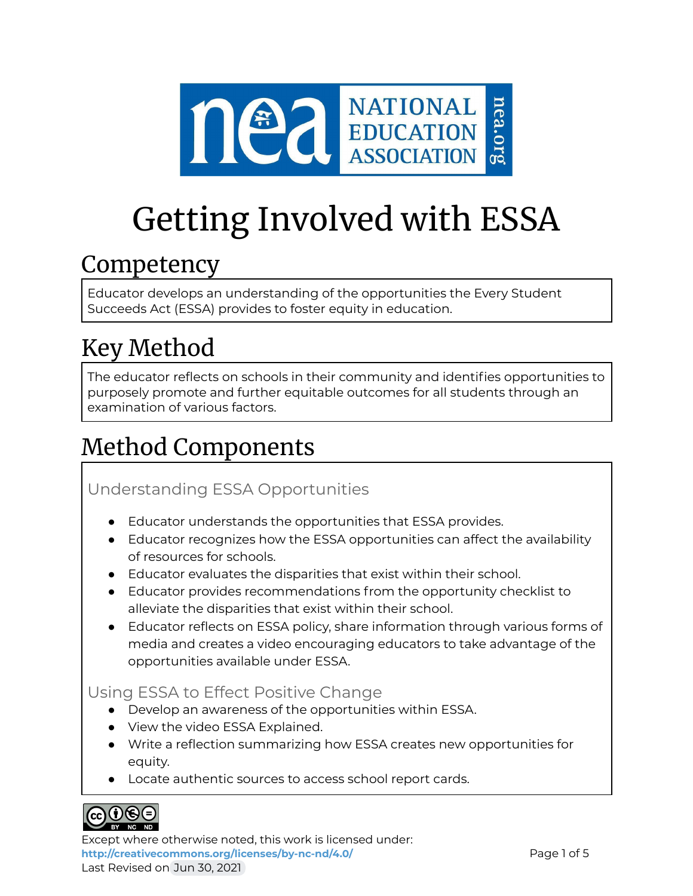# Getting Involved with ESSA

## Competency

Educator develops an understanding of the opportunities the Every Student Succeeds Act (ESSA) provides to foster equity in education.

## Key Method

The educator reflects on schools in their community and identifies opportunities to purposely promote and further equitable outcomes for all students through an examination of various factors.

## Method Components

### Understanding ESSA Opportunities

- Educator understands the opportunities that ESSA provides.
- Educator recognizes how the ESSA opportunities can affect the availability of resources for schools.
- Educator evaluates the disparities that exist within their school.
- Educator provides recommendations from the opportunity checklist to alleviate the disparities that exist within their school.
- Educator reflects on ESSA policy, share information through various forms of media and creates a video encouraging educators to take advantage of the opportunities available under ESSA.

### Using ESSA to Effect Positive Change

- Develop an awareness of the opportunities within ESSA.
- View the video ESSA Explained.
- Write a reflection summarizing how ESSA creates new opportunities for equity.
- Locate authentic sources to access school report cards.

Except where otherwise noted, this work is licensed under:
http://creativecommons.org/licenses/by-nc-nd/4.0/
Last Revised on Jun 30, 2021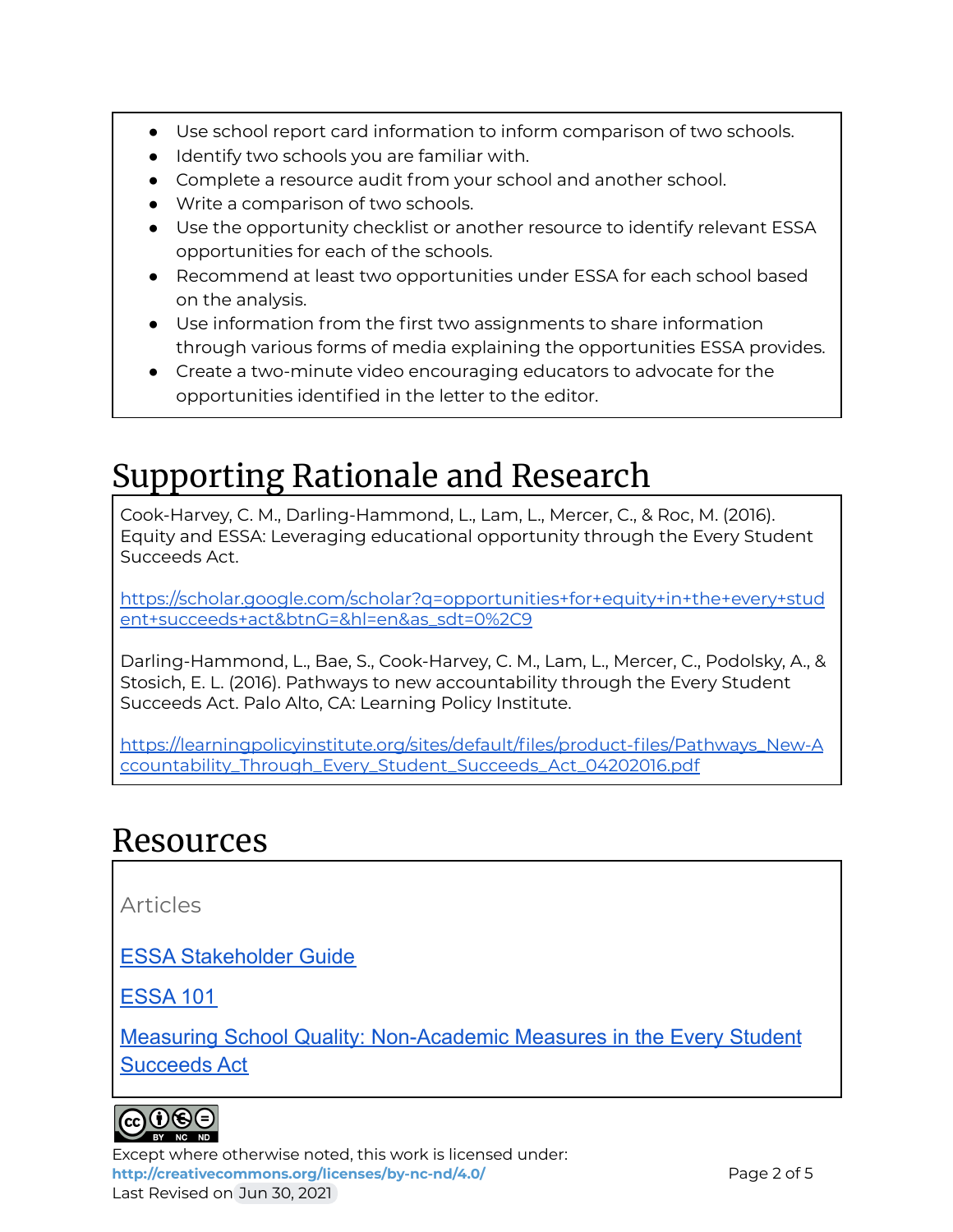- Use school report card information to inform comparison of two schools.
- Identify two schools you are familiar with.
- Complete a resource audit from your school and another school.
- Write a comparison of two schools.
- Use the opportunity checklist or another resource to identify relevant ESSA opportunities for each of the schools.
- Recommend at least two opportunities under ESSA for each school based on the analysis.
- Use information from the first two assignments to share information through various forms of media explaining the opportunities ESSA provides.
- Create a two-minute video encouraging educators to advocate for the opportunities identified in the letter to the editor.

# Supporting Rationale and Research

Cook-Harvey, C. M., Darling-Hammond, L., Lam, L., Mercer, C., & Roc, M. (2016). Equity and ESSA: Leveraging educational opportunity through the Every Student Succeeds Act.

https://scholar.google.com/scholar?q=opportunities+for+equity+in+the+every+student+succeeds+act&btnG=&hl=en&as_sdt=0%2C9

Darling-Hammond, L., Bae, S., Cook-Harvey, C. M., Lam, L., Mercer, C., Podolsky, A., & Stosich, E. L. (2016). Pathways to new accountability through the Every Student Succeeds Act. Palo Alto, CA: Learning Policy Institute.

https://learningpolicyinstitute.org/sites/default/files/product-files/Pathways_New-Accountability_Through_Every_Student_Succeeds_Act_04202016.pdf

# Resources

Articles

ESSA Stakeholder Guide

ESSA 101

Measuring School Quality: Non-Academic Measures in the Every Student Succeeds Act

Except where otherwise noted, this work is licensed under:
**http://creativecommons.org/licenses/by-nc-nd/4.0/**
Last Revised on Jun 30, 2021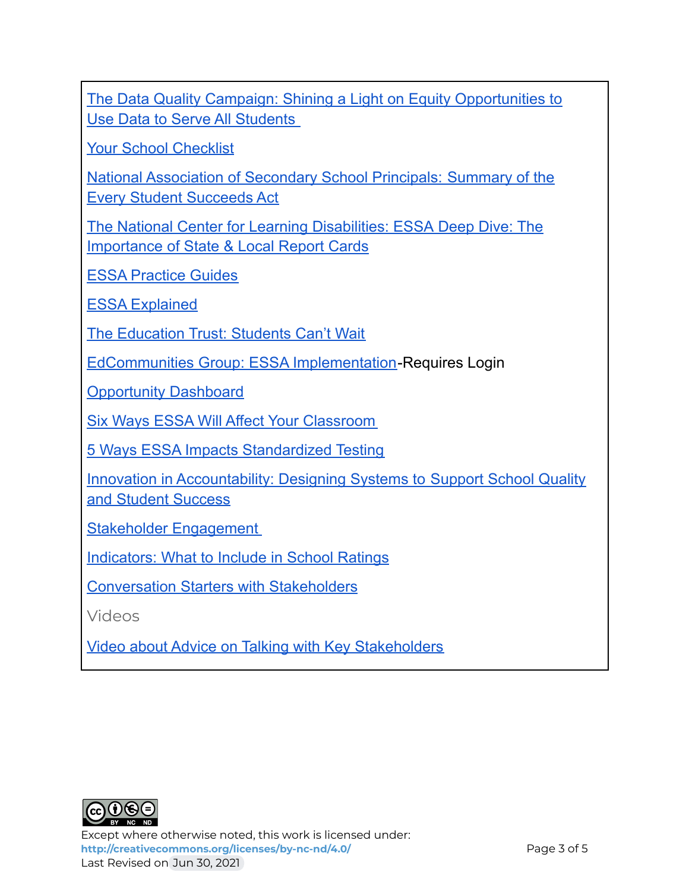The Data Quality Campaign: Shining a Light on Equity Opportunities to Use Data to Serve All Students

Your School Checklist

National Association of Secondary School Principals: Summary of the Every Student Succeeds Act

The National Center for Learning Disabilities: ESSA Deep Dive: The Importance of State & Local Report Cards

ESSA Practice Guides

ESSA Explained

The Education Trust: Students Can't Wait

EdCommunities Group: ESSA Implementation-Requires Login

Opportunity Dashboard

Six Ways ESSA Will Affect Your Classroom

5 Ways ESSA Impacts Standardized Testing

Innovation in Accountability: Designing Systems to Support School Quality and Student Success

Stakeholder Engagement

Indicators: What to Include in School Ratings

Conversation Starters with Stakeholders

Videos

Video about Advice on Talking with Key Stakeholders

Except where otherwise noted, this work is licensed under:
http://creativecommons.org/licenses/by-nc-nd/4.0/
Last Revised on Jun 30, 2021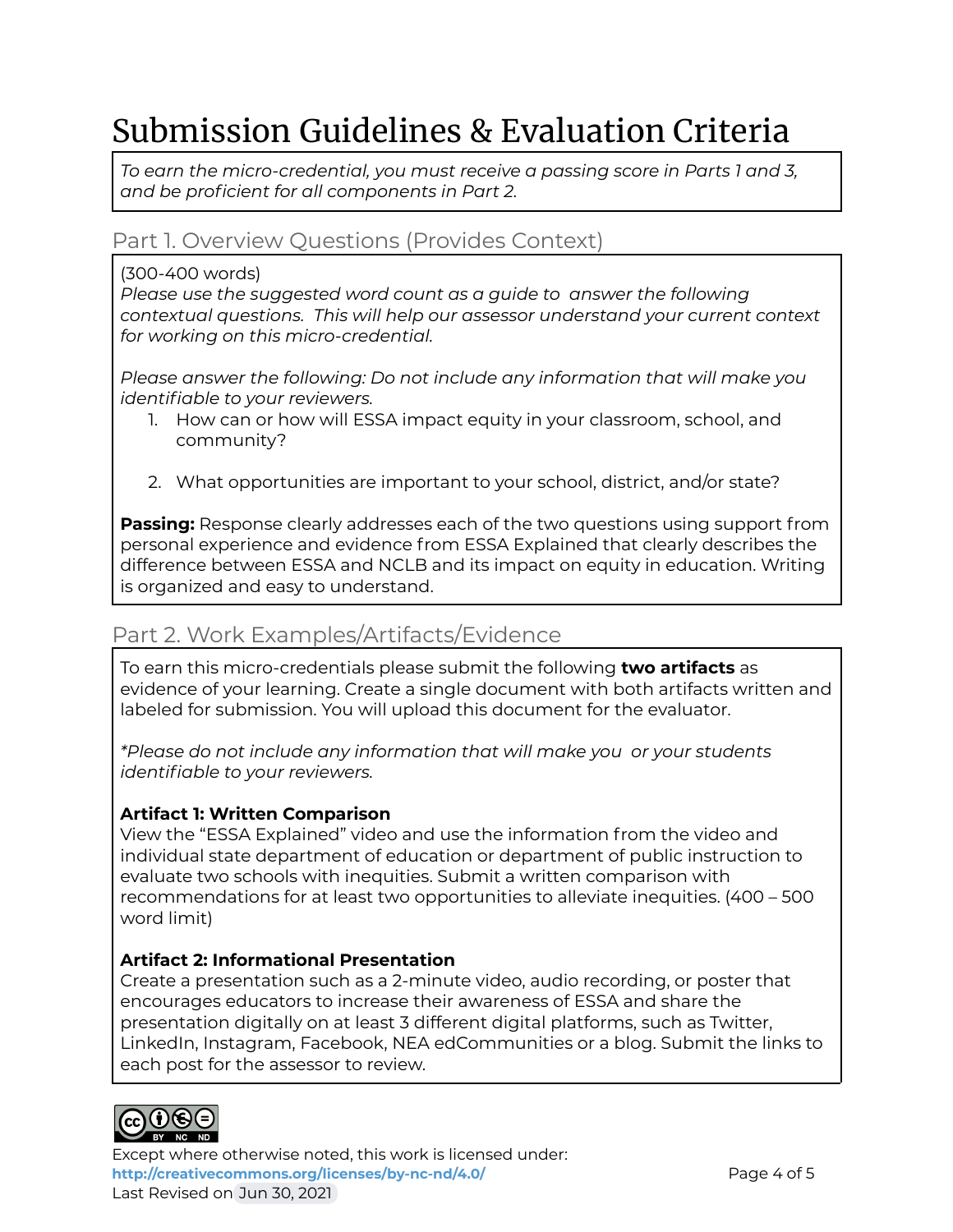# Submission Guidelines & Evaluation Criteria

*To earn the micro-credential, you must receive a passing score in Parts 1 and 3, and be proficient for all components in Part 2.*

## Part 1. Overview Questions (Provides Context)

(300-400 words)

*Please use the suggested word count as a guide to answer the following contextual questions. This will help our assessor understand your current context for working on this micro-credential.*

*Please answer the following: Do not include any information that will make you identifiable to your reviewers.*

1. How can or how will ESSA impact equity in your classroom, school, and community?
2. What opportunities are important to your school, district, and/or state?

**Passing:** Response clearly addresses each of the two questions using support from personal experience and evidence from ESSA Explained that clearly describes the difference between ESSA and NCLB and its impact on equity in education. Writing is organized and easy to understand.

## Part 2. Work Examples/Artifacts/Evidence

To earn this micro-credentials please submit the following **two artifacts** as evidence of your learning. Create a single document with both artifacts written and labeled for submission. You will upload this document for the evaluator.

**Please do not include any information that will make you or your students identifiable to your reviewers.*

**Artifact 1: Written Comparison**

View the "ESSA Explained" video and use the information from the video and individual state department of education or department of public instruction to evaluate two schools with inequities. Submit a written comparison with recommendations for at least two opportunities to alleviate inequities. (400 – 500 word limit)

**Artifact 2: Informational Presentation**

Create a presentation such as a 2-minute video, audio recording, or poster that encourages educators to increase their awareness of ESSA and share the presentation digitally on at least 3 different digital platforms, such as Twitter, LinkedIn, Instagram, Facebook, NEA edCommunities or a blog. Submit the links to each post for the assessor to review.

Except where otherwise noted, this work is licensed under:
**http://creativecommons.org/licenses/by-nc-nd/4.0/**
Last Revised on Jun 30, 2021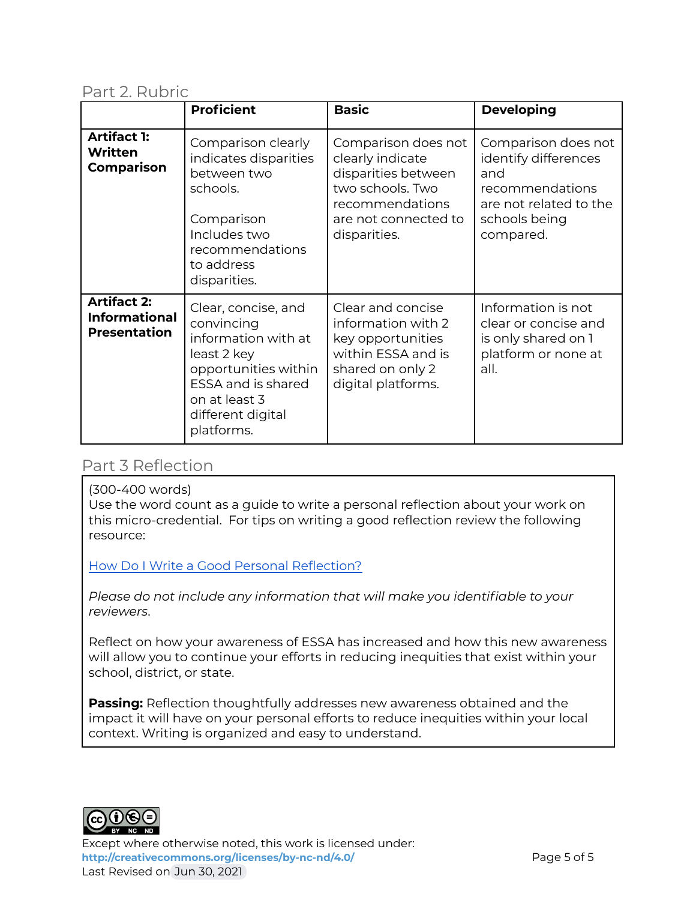## Part 2. Rubric

| | Proficient | Basic | Developing |
|---|---|---|---|
| **Artifact 1: Written Comparison** | Comparison clearly indicates disparities between two schools.<br><br>Comparison Includes two recommendations to address disparities. | Comparison does not clearly indicate disparities between two schools. Two recommendations are not connected to disparities. | Comparison does not identify differences and recommendations are not related to the schools being compared. |
| **Artifact 2: Informational Presentation** | Clear, concise, and convincing information with at least 2 key opportunities within ESSA and is shared on at least 3 different digital platforms. | Clear and concise information with 2 key opportunities within ESSA and is shared on only 2 digital platforms. | Information is not clear or concise and is only shared on 1 platform or none at all. |

## Part 3 Reflection

(300-400 words)
Use the word count as a guide to write a personal reflection about your work on this micro-credential. For tips on writing a good reflection review the following resource:

How Do I Write a Good Personal Reflection?

*Please do not include any information that will make you identifiable to your reviewers.*

Reflect on how your awareness of ESSA has increased and how this new awareness will allow you to continue your efforts in reducing inequities that exist within your school, district, or state.

**Passing:** Reflection thoughtfully addresses new awareness obtained and the impact it will have on your personal efforts to reduce inequities within your local context. Writing is organized and easy to understand.

Except where otherwise noted, this work is licensed under:
**http://creativecommons.org/licenses/by-nc-nd/4.0/**
Last Revised on Jun 30, 2021